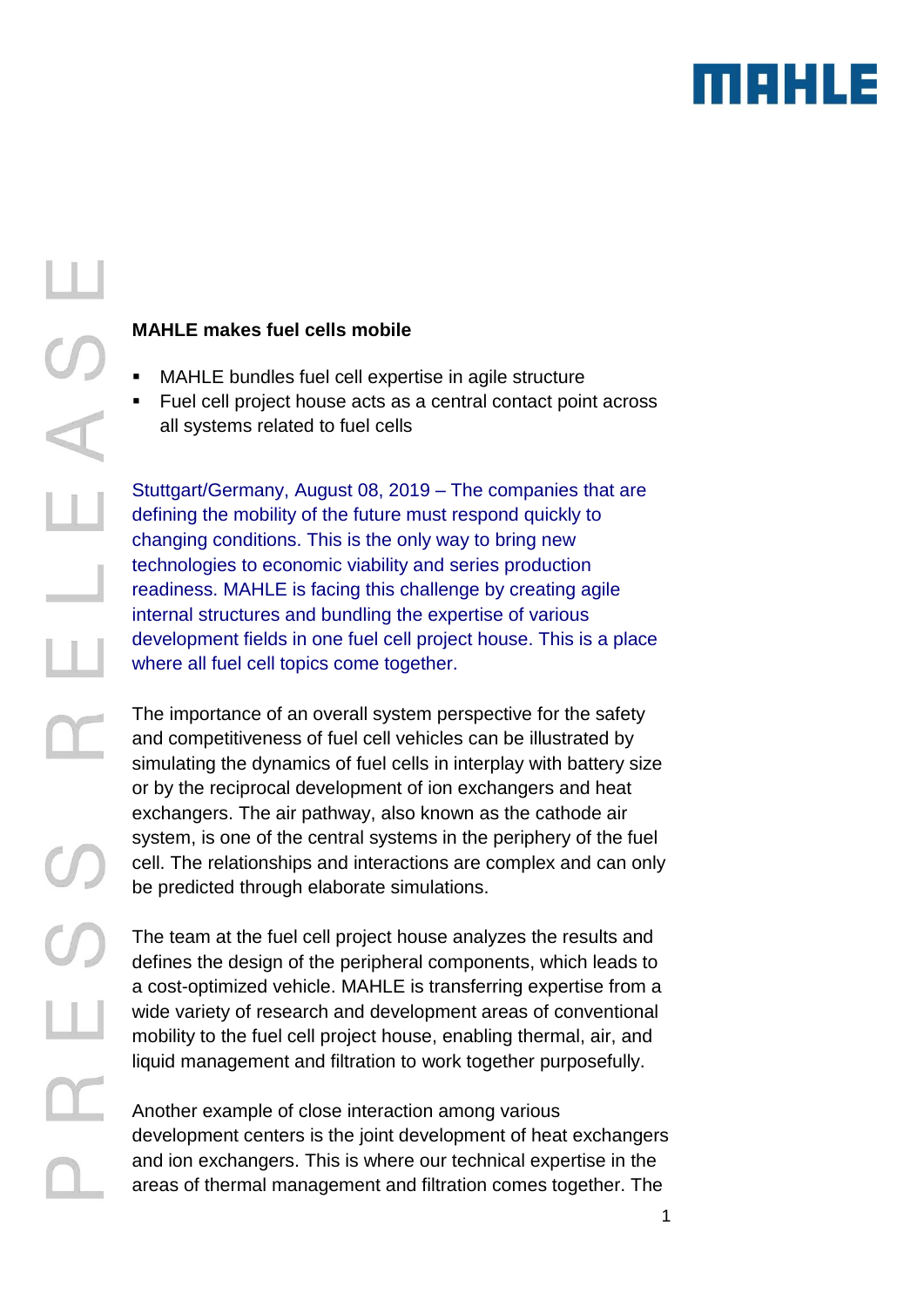# MAHLE makes fuel cells mobile

- MAHLE bundles fuel cell expertise in agile structure
- Fuel cell project house acts as a central contact point across all systems related to fuel cells

Stuttgart/Germany, August 08, 2019 – The companies that are defining the mobility of the future must respond quickly to changing conditions. This is the only way to bring new technologies to economic viability and series production readiness. MAHLE is facing this challenge by creating agile internal structures and bundling the expertise of various development fields in one fuel cell project house. This is a place where all fuel cell topics come together.

The importance of an overall system perspective for the safety and competitiveness of fuel cell vehicles can be illustrated by simulating the dynamics of fuel cells in interplay with battery size or by the reciprocal development of ion exchangers and heat exchangers. The air pathway, also known as the cathode air system, is one of the central systems in the periphery of the fuel cell. The relationships and interactions are complex and can only be predicted through elaborate simulations.

The team at the fuel cell project house analyzes the results and defines the design of the peripheral components, which leads to a cost-optimized vehicle. MAHLE is transferring expertise from a wide variety of research and development areas of conventional mobility to the fuel cell project house, enabling thermal, air, and liquid management and filtration to work together purposefully.

Another example of close interaction among various development centers is the joint development of heat exchangers and ion exchangers. This is where our technical expertise in the areas of thermal management and filtration comes together. The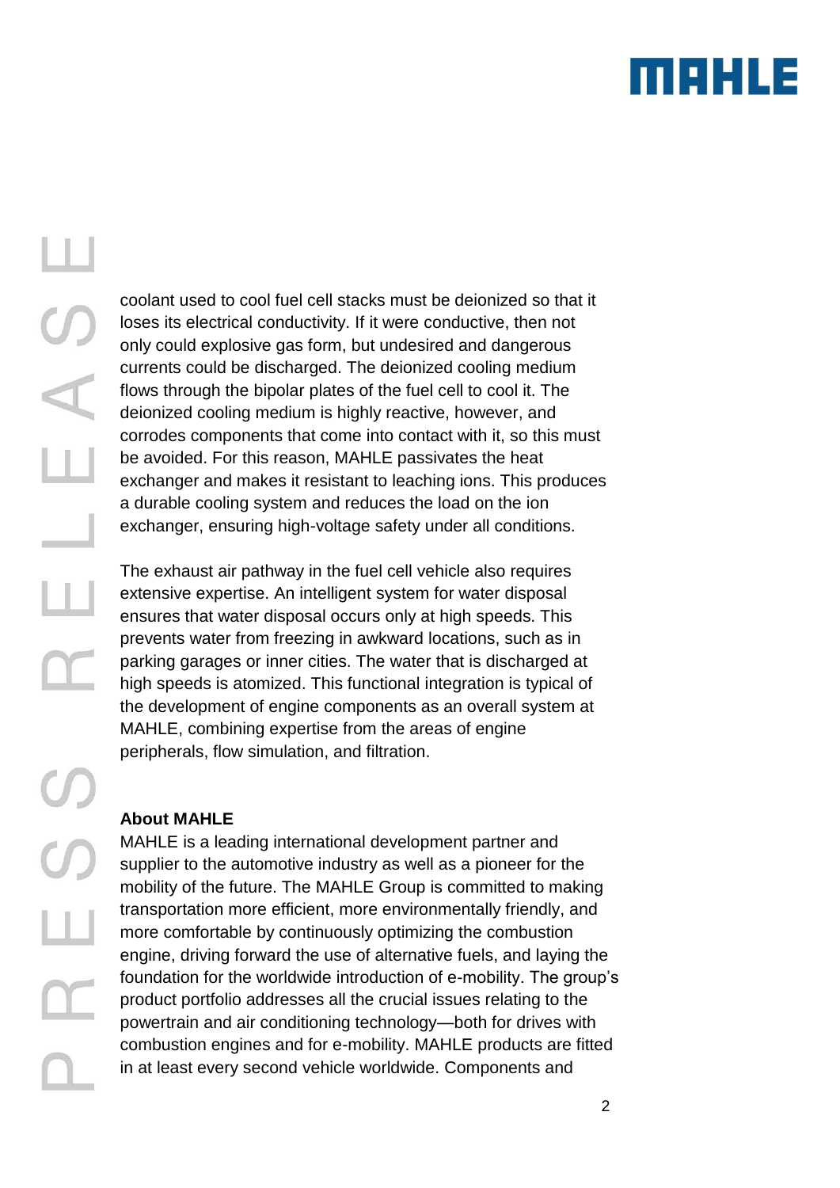coolant used to cool fuel cell stacks must be deionized so that it loses its electrical conductivity. If it were conductive, then not only could explosive gas form, but undesired and dangerous currents could be discharged. The deionized cooling medium flows through the bipolar plates of the fuel cell to cool it. The deionized cooling medium is highly reactive, however, and corrodes components that come into contact with it, so this must be avoided. For this reason, MAHLE passivates the heat exchanger and makes it resistant to leaching ions. This produces a durable cooling system and reduces the load on the ion exchanger, ensuring high-voltage safety under all conditions.

The exhaust air pathway in the fuel cell vehicle also requires extensive expertise. An intelligent system for water disposal ensures that water disposal occurs only at high speeds. This prevents water from freezing in awkward locations, such as in parking garages or inner cities. The water that is discharged at high speeds is atomized. This functional integration is typical of the development of engine components as an overall system at MAHLE, combining expertise from the areas of engine peripherals, flow simulation, and filtration.

**About MAHLE**

MAHLE is a leading international development partner and supplier to the automotive industry as well as a pioneer for the mobility of the future. The MAHLE Group is committed to making transportation more efficient, more environmentally friendly, and more comfortable by continuously optimizing the combustion engine, driving forward the use of alternative fuels, and laying the foundation for the worldwide introduction of e-mobility. The group's product portfolio addresses all the crucial issues relating to the powertrain and air conditioning technology—both for drives with combustion engines and for e-mobility. MAHLE products are fitted in at least every second vehicle worldwide. Components and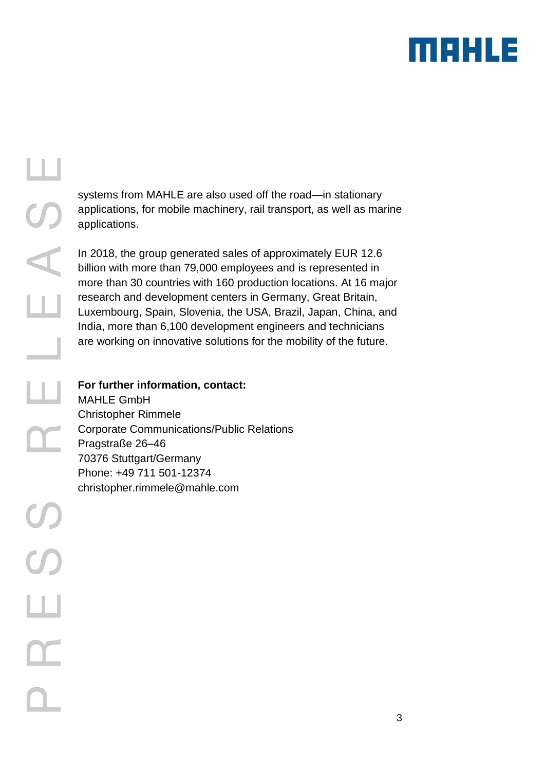systems from MAHLE are also used off the road—in stationary applications, for mobile machinery, rail transport, as well as marine applications.

In 2018, the group generated sales of approximately EUR 12.6 billion with more than 79,000 employees and is represented in more than 30 countries with 160 production locations. At 16 major research and development centers in Germany, Great Britain, Luxembourg, Spain, Slovenia, the USA, Brazil, Japan, China, and India, more than 6,100 development engineers and technicians are working on innovative solutions for the mobility of the future.

**For further information, contact:**
MAHLE GmbH
Christopher Rimmele
Corporate Communications/Public Relations
Pragstraße 26–46
70376 Stuttgart/Germany
Phone: +49 711 501-12374
christopher.rimmele@mahle.com